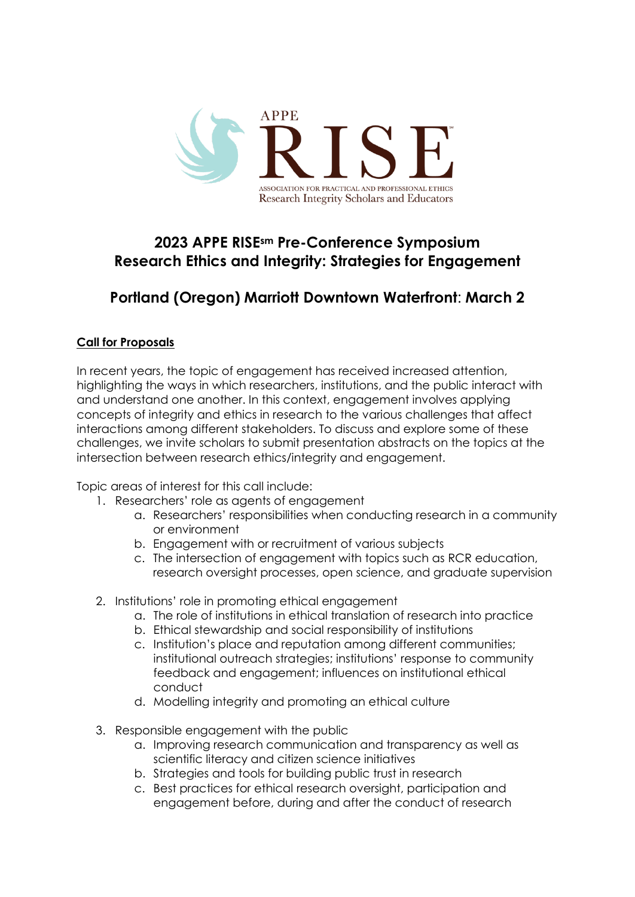APPE

RISE

ASSOCIATION FOR PRACTICAL AND PROFESSIONAL ETHICS

Research Integrity Scholars and Educators

# 2023 APPE RISEsm Pre-Conference Symposium
# Research Ethics and Integrity: Strategies for Engagement

## Portland (Oregon) Marriott Downtown Waterfront: March 2

**Call for Proposals**

In recent years, the topic of engagement has received increased attention, highlighting the ways in which researchers, institutions, and the public interact with and understand one another. In this context, engagement involves applying concepts of integrity and ethics in research to the various challenges that affect interactions among different stakeholders. To discuss and explore some of these challenges, we invite scholars to submit presentation abstracts on the topics at the intersection between research ethics/integrity and engagement.

Topic areas of interest for this call include:

1. Researchers' role as agents of engagement
   a. Researchers' responsibilities when conducting research in a community or environment
   b. Engagement with or recruitment of various subjects
   c. The intersection of engagement with topics such as RCR education, research oversight processes, open science, and graduate supervision

2. Institutions' role in promoting ethical engagement
   a. The role of institutions in ethical translation of research into practice
   b. Ethical stewardship and social responsibility of institutions
   c. Institution's place and reputation among different communities; institutional outreach strategies; institutions' response to community feedback and engagement; influences on institutional ethical conduct
   d. Modelling integrity and promoting an ethical culture

3. Responsible engagement with the public
   a. Improving research communication and transparency as well as scientific literacy and citizen science initiatives
   b. Strategies and tools for building public trust in research
   c. Best practices for ethical research oversight, participation and engagement before, during and after the conduct of research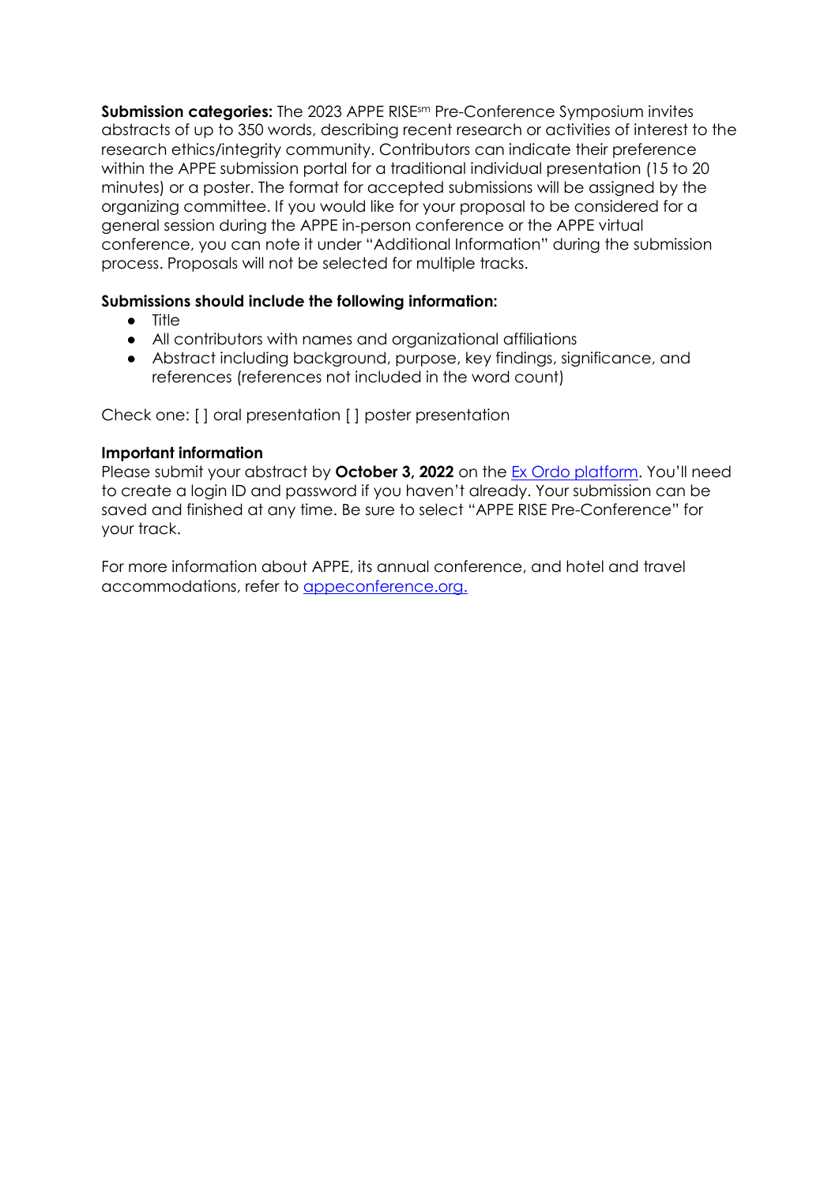**Submission categories:** The 2023 APPE RISE[sm] Pre-Conference Symposium invites abstracts of up to 350 words, describing recent research or activities of interest to the research ethics/integrity community. Contributors can indicate their preference within the APPE submission portal for a traditional individual presentation (15 to 20 minutes) or a poster. The format for accepted submissions will be assigned by the organizing committee. If you would like for your proposal to be considered for a general session during the APPE in-person conference or the APPE virtual conference, you can note it under "Additional Information" during the submission process. Proposals will not be selected for multiple tracks.

**Submissions should include the following information:**

- Title
- All contributors with names and organizational affiliations
- Abstract including background, purpose, key findings, significance, and references (references not included in the word count)

Check one: [ ] oral presentation [ ] poster presentation

**Important information**

Please submit your abstract by **October 3, 2022** on the Ex Ordo platform. You'll need to create a login ID and password if you haven't already. Your submission can be saved and finished at any time. Be sure to select "APPE RISE Pre-Conference" for your track.

For more information about APPE, its annual conference, and hotel and travel accommodations, refer to appeconference.org.